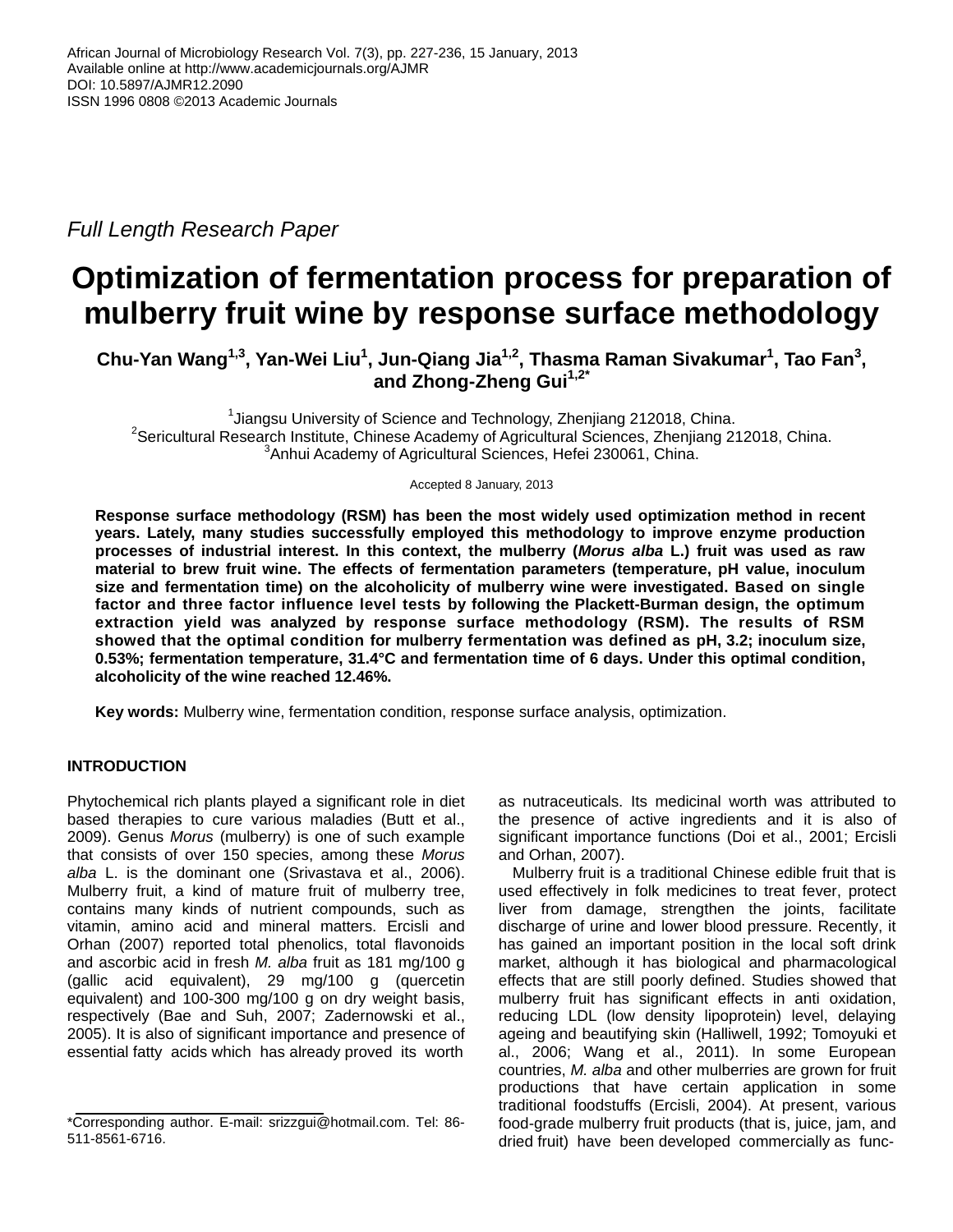African Journal of Microbiology Research Vol. 7(3), pp. 227-236, 15 January, 2013
Available online at http://www.academicjournals.org/AJMR
DOI: 10.5897/AJMR12.2090
ISSN 1996 0808 ©2013 Academic Journals

*Full Length Research Paper*

# Optimization of fermentation process for preparation of mulberry fruit wine by response surface methodology

**Chu-Yan Wang[1,3], Yan-Wei Liu[1], Jun-Qiang Jia[1,2], Thasma Raman Sivakumar[1], Tao Fan[3], and Zhong-Zheng Gui[1,2*]**

[1]Jiangsu University of Science and Technology, Zhenjiang 212018, China.
[2]Sericultural Research Institute, Chinese Academy of Agricultural Sciences, Zhenjiang 212018, China.
[3]Anhui Academy of Agricultural Sciences, Hefei 230061, China.

Accepted 8 January, 2013

**Response surface methodology (RSM) has been the most widely used optimization method in recent years. Lately, many studies successfully employed this methodology to improve enzyme production processes of industrial interest. In this context, the mulberry (*Morus alba* L.) fruit was used as raw material to brew fruit wine. The effects of fermentation parameters (temperature, pH value, inoculum size and fermentation time) on the alcoholicity of mulberry wine were investigated. Based on single factor and three factor influence level tests by following the Plackett-Burman design, the optimum extraction yield was analyzed by response surface methodology (RSM). The results of RSM showed that the optimal condition for mulberry fermentation was defined as pH, 3.2; inoculum size, 0.53%; fermentation temperature, 31.4°C and fermentation time of 6 days. Under this optimal condition, alcoholicity of the wine reached 12.46%.**

**Key words:** Mulberry wine, fermentation condition, response surface analysis, optimization.

## INTRODUCTION

Phytochemical rich plants played a significant role in diet based therapies to cure various maladies (Butt et al., 2009). Genus *Morus* (mulberry) is one of such example that consists of over 150 species, among these *Morus alba* L. is the dominant one (Srivastava et al., 2006). Mulberry fruit, a kind of mature fruit of mulberry tree, contains many kinds of nutrient compounds, such as vitamin, amino acid and mineral matters. Ercisli and Orhan (2007) reported total phenolics, total flavonoids and ascorbic acid in fresh *M. alba* fruit as 181 mg/100 g (gallic acid equivalent), 29 mg/100 g (quercetin equivalent) and 100-300 mg/100 g on dry weight basis, respectively (Bae and Suh, 2007; Zadernowski et al., 2005). It is also of significant importance and presence of essential fatty acids which has already proved its worth as nutraceuticals. Its medicinal worth was attributed to the presence of active ingredients and it is also of significant importance functions (Doi et al., 2001; Ercisli and Orhan, 2007).

Mulberry fruit is a traditional Chinese edible fruit that is used effectively in folk medicines to treat fever, protect liver from damage, strengthen the joints, facilitate discharge of urine and lower blood pressure. Recently, it has gained an important position in the local soft drink market, although it has biological and pharmacological effects that are still poorly defined. Studies showed that mulberry fruit has significant effects in anti oxidation, reducing LDL (low density lipoprotein) level, delaying ageing and beautifying skin (Halliwell, 1992; Tomoyuki et al., 2006; Wang et al., 2011). In some European countries, *M. alba* and other mulberries are grown for fruit productions that have certain application in some traditional foodstuffs (Ercisli, 2004). At present, various food-grade mulberry fruit products (that is, juice, jam, and dried fruit) have been developed commercially as func-

*Corresponding author. E-mail: srizzgui@hotmail.com. Tel: 86-511-8561-6716.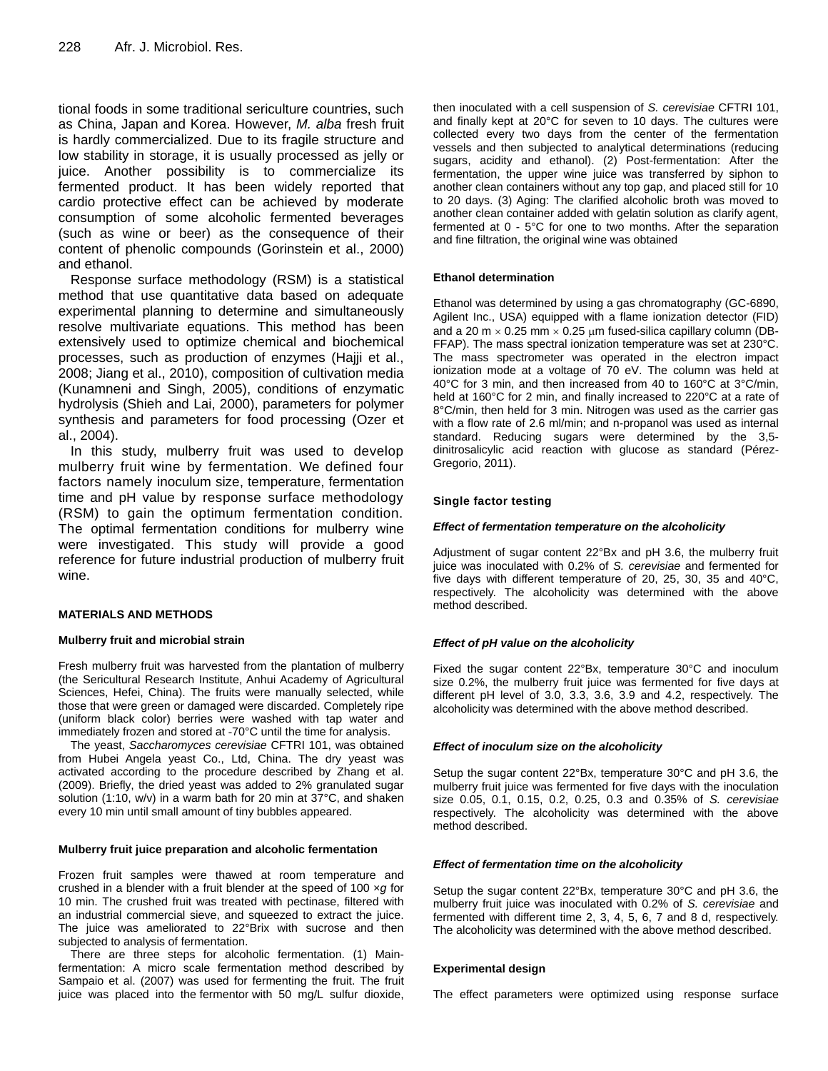tional foods in some traditional sericulture countries, such as China, Japan and Korea. However, *M. alba* fresh fruit is hardly commercialized. Due to its fragile structure and low stability in storage, it is usually processed as jelly or juice. Another possibility is to commercialize its fermented product. It has been widely reported that cardio protective effect can be achieved by moderate consumption of some alcoholic fermented beverages (such as wine or beer) as the consequence of their content of phenolic compounds (Gorinstein et al., 2000) and ethanol.

Response surface methodology (RSM) is a statistical method that use quantitative data based on adequate experimental planning to determine and simultaneously resolve multivariate equations. This method has been extensively used to optimize chemical and biochemical processes, such as production of enzymes (Hajji et al., 2008; Jiang et al., 2010), composition of cultivation media (Kunamneni and Singh, 2005), conditions of enzymatic hydrolysis (Shieh and Lai, 2000), parameters for polymer synthesis and parameters for food processing (Ozer et al., 2004).

In this study, mulberry fruit was used to develop mulberry fruit wine by fermentation. We defined four factors namely inoculum size, temperature, fermentation time and pH value by response surface methodology (RSM) to gain the optimum fermentation condition. The optimal fermentation conditions for mulberry wine were investigated. This study will provide a good reference for future industrial production of mulberry fruit wine.

## MATERIALS AND METHODS

### Mulberry fruit and microbial strain

Fresh mulberry fruit was harvested from the plantation of mulberry (the Sericultural Research Institute, Anhui Academy of Agricultural Sciences, Hefei, China). The fruits were manually selected, while those that were green or damaged were discarded. Completely ripe (uniform black color) berries were washed with tap water and immediately frozen and stored at -70°C until the time for analysis.

The yeast, *Saccharomyces cerevisiae* CFTRI 101, was obtained from Hubei Angela yeast Co., Ltd, China. The dry yeast was activated according to the procedure described by Zhang et al. (2009). Briefly, the dried yeast was added to 2% granulated sugar solution (1:10, w/v) in a warm bath for 20 min at 37°C, and shaken every 10 min until small amount of tiny bubbles appeared.

### Mulberry fruit juice preparation and alcoholic fermentation

Frozen fruit samples were thawed at room temperature and crushed in a blender with a fruit blender at the speed of 100 ×*g* for 10 min. The crushed fruit was treated with pectinase, filtered with an industrial commercial sieve, and squeezed to extract the juice. The juice was ameliorated to 22°Brix with sucrose and then subjected to analysis of fermentation.

There are three steps for alcoholic fermentation. (1) Main-fermentation: A micro scale fermentation method described by Sampaio et al. (2007) was used for fermenting the fruit. The fruit juice was placed into the fermentor with 50 mg/L sulfur dioxide, then inoculated with a cell suspension of *S. cerevisiae* CFTRI 101, and finally kept at 20°C for seven to 10 days. The cultures were collected every two days from the center of the fermentation vessels and then subjected to analytical determinations (reducing sugars, acidity and ethanol). (2) Post-fermentation: After the fermentation, the upper wine juice was transferred by siphon to another clean containers without any top gap, and placed still for 10 to 20 days. (3) Aging: The clarified alcoholic broth was moved to another clean container added with gelatin solution as clarify agent, fermented at 0 - 5°C for one to two months. After the separation and fine filtration, the original wine was obtained

### Ethanol determination

Ethanol was determined by using a gas chromatography (GC-6890, Agilent Inc., USA) equipped with a flame ionization detector (FID) and a 20 m × 0.25 mm × 0.25 μm fused-silica capillary column (DB-FFAP). The mass spectral ionization temperature was set at 230°C. The mass spectrometer was operated in the electron impact ionization mode at a voltage of 70 eV. The column was held at 40°C for 3 min, and then increased from 40 to 160°C at 3°C/min, held at 160°C for 2 min, and finally increased to 220°C at a rate of 8°C/min, then held for 3 min. Nitrogen was used as the carrier gas with a flow rate of 2.6 ml/min; and n-propanol was used as internal standard. Reducing sugars were determined by the 3,5-dinitrosalicylic acid reaction with glucose as standard (Pérez-Gregorio, 2011).

### Single factor testing

#### *Effect of fermentation temperature on the alcoholicity*

Adjustment of sugar content 22°Bx and pH 3.6, the mulberry fruit juice was inoculated with 0.2% of *S. cerevisiae* and fermented for five days with different temperature of 20, 25, 30, 35 and 40°C, respectively. The alcoholicity was determined with the above method described.

#### *Effect of pH value on the alcoholicity*

Fixed the sugar content 22°Bx, temperature 30°C and inoculum size 0.2%, the mulberry fruit juice was fermented for five days at different pH level of 3.0, 3.3, 3.6, 3.9 and 4.2, respectively. The alcoholicity was determined with the above method described.

#### *Effect of inoculum size on the alcoholicity*

Setup the sugar content 22°Bx, temperature 30°C and pH 3.6, the mulberry fruit juice was fermented for five days with the inoculation size 0.05, 0.1, 0.15, 0.2, 0.25, 0.3 and 0.35% of *S. cerevisiae* respectively. The alcoholicity was determined with the above method described.

#### *Effect of fermentation time on the alcoholicity*

Setup the sugar content 22°Bx, temperature 30°C and pH 3.6, the mulberry fruit juice was inoculated with 0.2% of *S. cerevisiae* and fermented with different time 2, 3, 4, 5, 6, 7 and 8 d, respectively. The alcoholicity was determined with the above method described.

### Experimental design

The effect parameters were optimized using response surface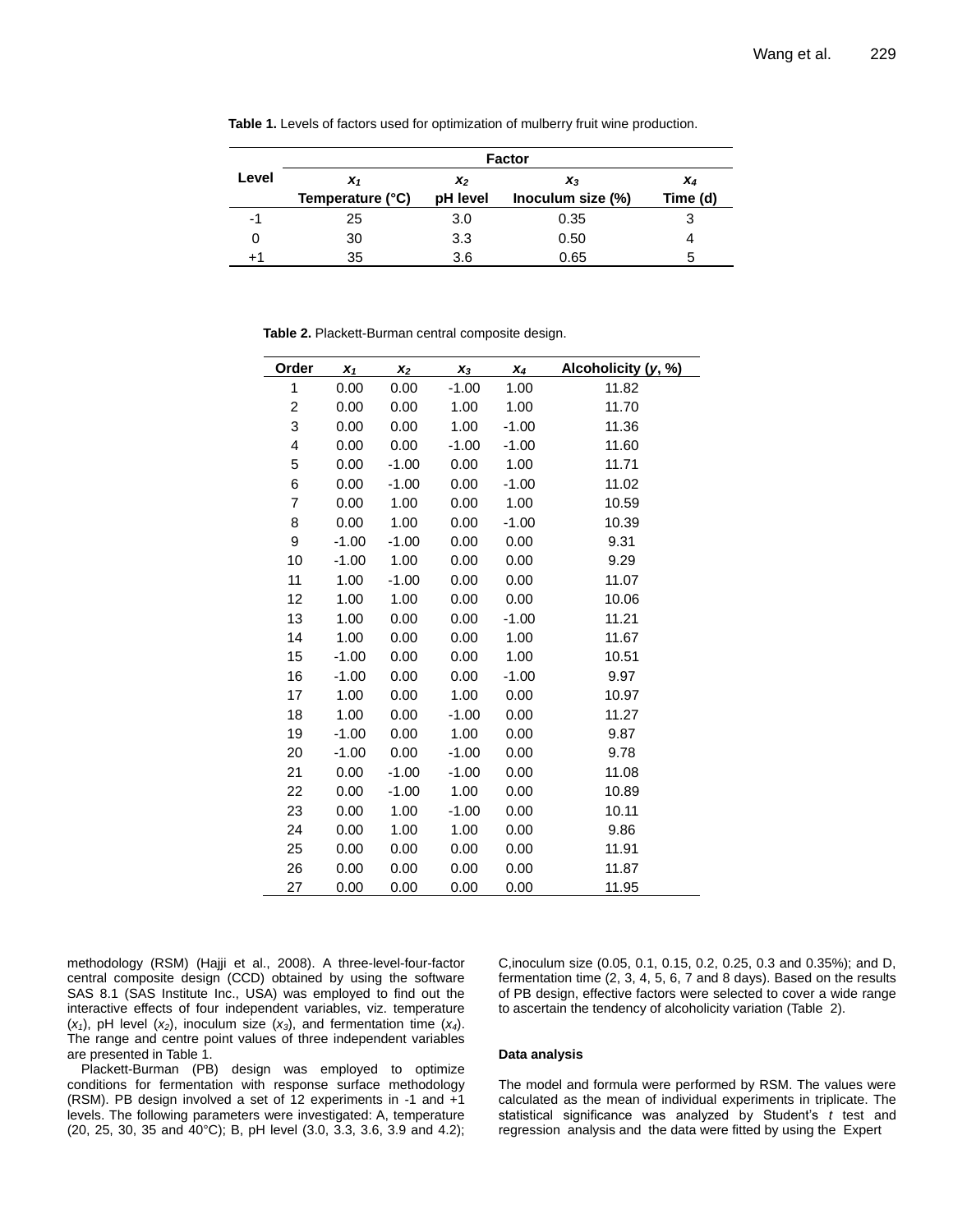**Table 1.** Levels of factors used for optimization of mulberry fruit wine production.

| Level | Factor | | | |
|---|---|---|---|---|
| | $x_1$ Temperature (°C) | $x_2$ pH level | $x_3$ Inoculum size (%) | $x_4$ Time (d) |
| -1 | 25 | 3.0 | 0.35 | 3 |
| 0 | 30 | 3.3 | 0.50 | 4 |
| +1 | 35 | 3.6 | 0.65 | 5 |

**Table 2.** Plackett-Burman central composite design.

| Order | $x_1$ | $x_2$ | $x_3$ | $x_4$ | Alcoholicity ($y$, %) |
|---|---|---|---|---|---|
| 1 | 0.00 | 0.00 | -1.00 | 1.00 | 11.82 |
| 2 | 0.00 | 0.00 | 1.00 | 1.00 | 11.70 |
| 3 | 0.00 | 0.00 | 1.00 | -1.00 | 11.36 |
| 4 | 0.00 | 0.00 | -1.00 | -1.00 | 11.60 |
| 5 | 0.00 | -1.00 | 0.00 | 1.00 | 11.71 |
| 6 | 0.00 | -1.00 | 0.00 | -1.00 | 11.02 |
| 7 | 0.00 | 1.00 | 0.00 | 1.00 | 10.59 |
| 8 | 0.00 | 1.00 | 0.00 | -1.00 | 10.39 |
| 9 | -1.00 | -1.00 | 0.00 | 0.00 | 9.31 |
| 10 | -1.00 | 1.00 | 0.00 | 0.00 | 9.29 |
| 11 | 1.00 | -1.00 | 0.00 | 0.00 | 11.07 |
| 12 | 1.00 | 1.00 | 0.00 | 0.00 | 10.06 |
| 13 | 1.00 | 0.00 | 0.00 | -1.00 | 11.21 |
| 14 | 1.00 | 0.00 | 0.00 | 1.00 | 11.67 |
| 15 | -1.00 | 0.00 | 0.00 | 1.00 | 10.51 |
| 16 | -1.00 | 0.00 | 0.00 | -1.00 | 9.97 |
| 17 | 1.00 | 0.00 | 1.00 | 0.00 | 10.97 |
| 18 | 1.00 | 0.00 | -1.00 | 0.00 | 11.27 |
| 19 | -1.00 | 0.00 | 1.00 | 0.00 | 9.87 |
| 20 | -1.00 | 0.00 | -1.00 | 0.00 | 9.78 |
| 21 | 0.00 | -1.00 | -1.00 | 0.00 | 11.08 |
| 22 | 0.00 | -1.00 | 1.00 | 0.00 | 10.89 |
| 23 | 0.00 | 1.00 | -1.00 | 0.00 | 10.11 |
| 24 | 0.00 | 1.00 | 1.00 | 0.00 | 9.86 |
| 25 | 0.00 | 0.00 | 0.00 | 0.00 | 11.91 |
| 26 | 0.00 | 0.00 | 0.00 | 0.00 | 11.87 |
| 27 | 0.00 | 0.00 | 0.00 | 0.00 | 11.95 |

methodology (RSM) (Hajji et al., 2008). A three-level-four-factor central composite design (CCD) obtained by using the software SAS 8.1 (SAS Institute Inc., USA) was employed to find out the interactive effects of four independent variables, viz. temperature ($x_1$), pH level ($x_2$), inoculum size ($x_3$), and fermentation time ($x_4$). The range and centre point values of three independent variables are presented in Table 1.

Plackett-Burman (PB) design was employed to optimize conditions for fermentation with response surface methodology (RSM). PB design involved a set of 12 experiments in -1 and +1 levels. The following parameters were investigated: A, temperature (20, 25, 30, 35 and 40°C); B, pH level (3.0, 3.3, 3.6, 3.9 and 4.2); C,inoculum size (0.05, 0.1, 0.15, 0.2, 0.25, 0.3 and 0.35%); and D, fermentation time (2, 3, 4, 5, 6, 7 and 8 days). Based on the results of PB design, effective factors were selected to cover a wide range to ascertain the tendency of alcoholicity variation (Table 2).

#### Data analysis

The model and formula were performed by RSM. The values were calculated as the mean of individual experiments in triplicate. The statistical significance was analyzed by Student's *t* test and regression analysis and the data were fitted by using the Expert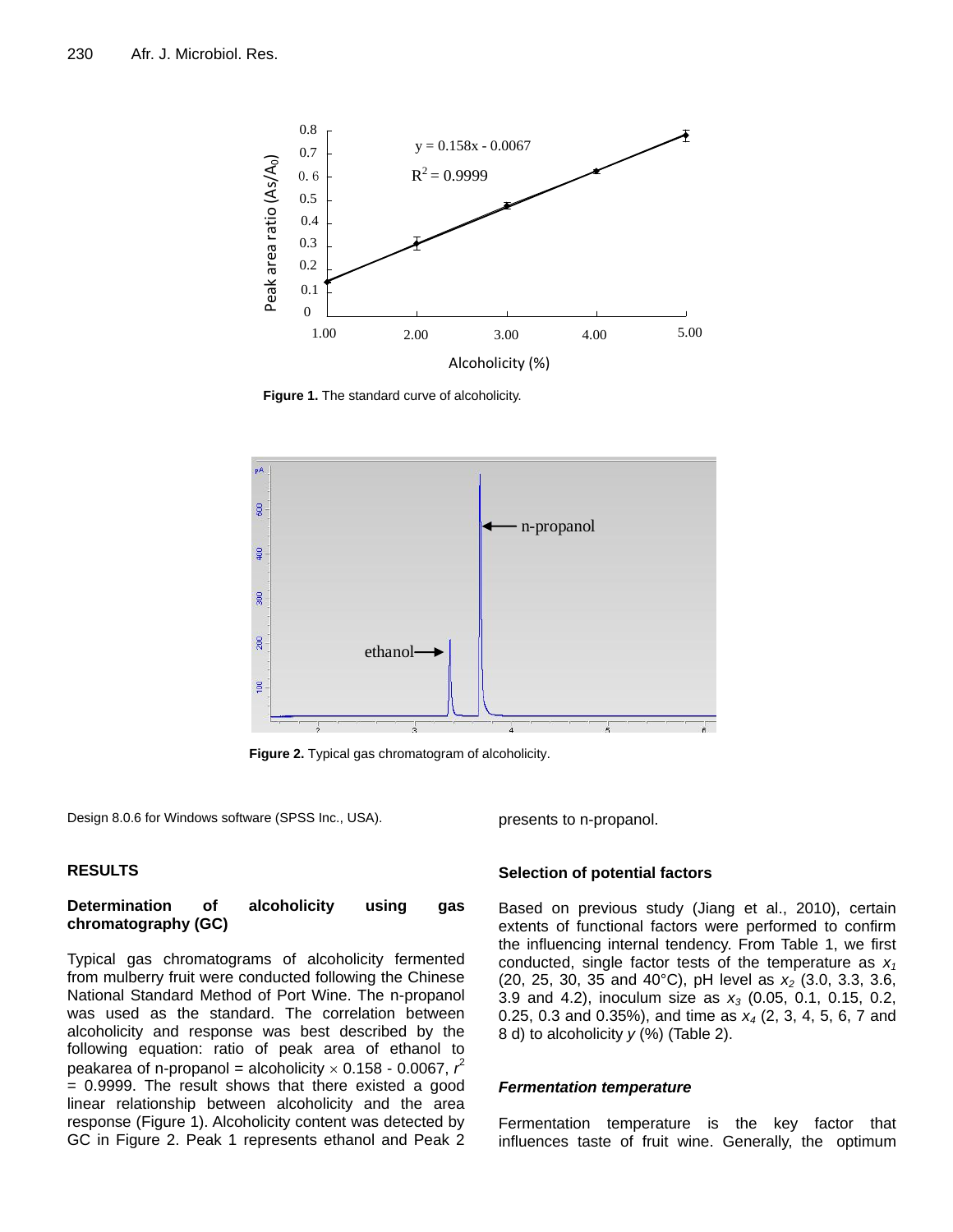Figure 1. The standard curve of alcoholicity.

Figure 2. Typical gas chromatogram of alcoholicity.

Design 8.0.6 for Windows software (SPSS Inc., USA).

## RESULTS

### Determination of alcoholicity using gas chromatography (GC)

Typical gas chromatograms of alcoholicity fermented from mulberry fruit were conducted following the Chinese National Standard Method of Port Wine. The n-propanol was used as the standard. The correlation between alcoholicity and response was best described by the following equation: ratio of peak area of ethanol to peakarea of n-propanol = alcoholicity × 0.158 - 0.0067, $r^2$ = 0.9999. The result shows that there existed a good linear relationship between alcoholicity and the area response (Figure 1). Alcoholicity content was detected by GC in Figure 2. Peak 1 represents ethanol and Peak 2 presents to n-propanol.

### Selection of potential factors

Based on previous study (Jiang et al., 2010), certain extents of functional factors were performed to confirm the influencing internal tendency. From Table 1, we first conducted, single factor tests of the temperature as $x_1$ (20, 25, 30, 35 and 40°C), pH level as $x_2$ (3.0, 3.3, 3.6, 3.9 and 4.2), inoculum size as $x_3$ (0.05, 0.1, 0.15, 0.2, 0.25, 0.3 and 0.35%), and time as $x_4$ (2, 3, 4, 5, 6, 7 and 8 d) to alcoholicity $y$ (%) (Table 2).

### *Fermentation temperature*

Fermentation temperature is the key factor that influences taste of fruit wine. Generally, the optimum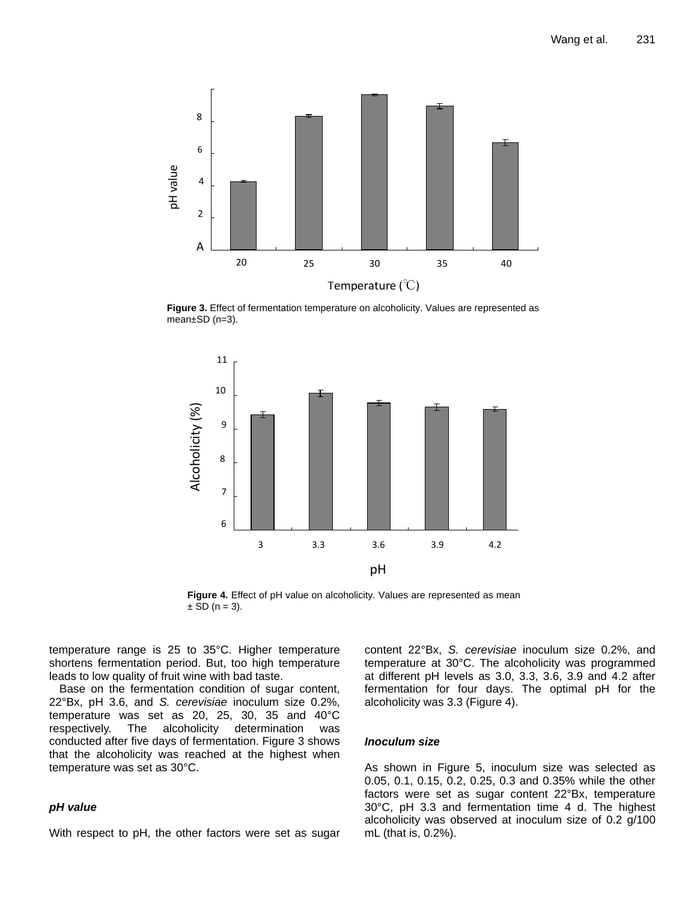**Figure 3.** Effect of fermentation temperature on alcoholicity. Values are represented as mean±SD (n=3).

**Figure 4.** Effect of pH value on alcoholicity. Values are represented as mean ± SD (n = 3).

temperature range is 25 to 35°C. Higher temperature shortens fermentation period. But, too high temperature leads to low quality of fruit wine with bad taste.

Base on the fermentation condition of sugar content, 22°Bx, pH 3.6, and *S. cerevisiae* inoculum size 0.2%, temperature was set as 20, 25, 30, 35 and 40°C respectively. The alcoholicity determination was conducted after five days of fermentation. Figure 3 shows that the alcoholicity was reached at the highest when temperature was set as 30°C.

### *pH value*

With respect to pH, the other factors were set as sugar content 22°Bx, *S. cerevisiae* inoculum size 0.2%, and temperature at 30°C. The alcoholicity was programmed at different pH levels as 3.0, 3.3, 3.6, 3.9 and 4.2 after fermentation for four days. The optimal pH for the alcoholicity was 3.3 (Figure 4).

### *Inoculum size*

As shown in Figure 5, inoculum size was selected as 0.05, 0.1, 0.15, 0.2, 0.25, 0.3 and 0.35% while the other factors were set as sugar content 22°Bx, temperature 30°C, pH 3.3 and fermentation time 4 d. The highest alcoholicity was observed at inoculum size of 0.2 g/100 mL (that is, 0.2%).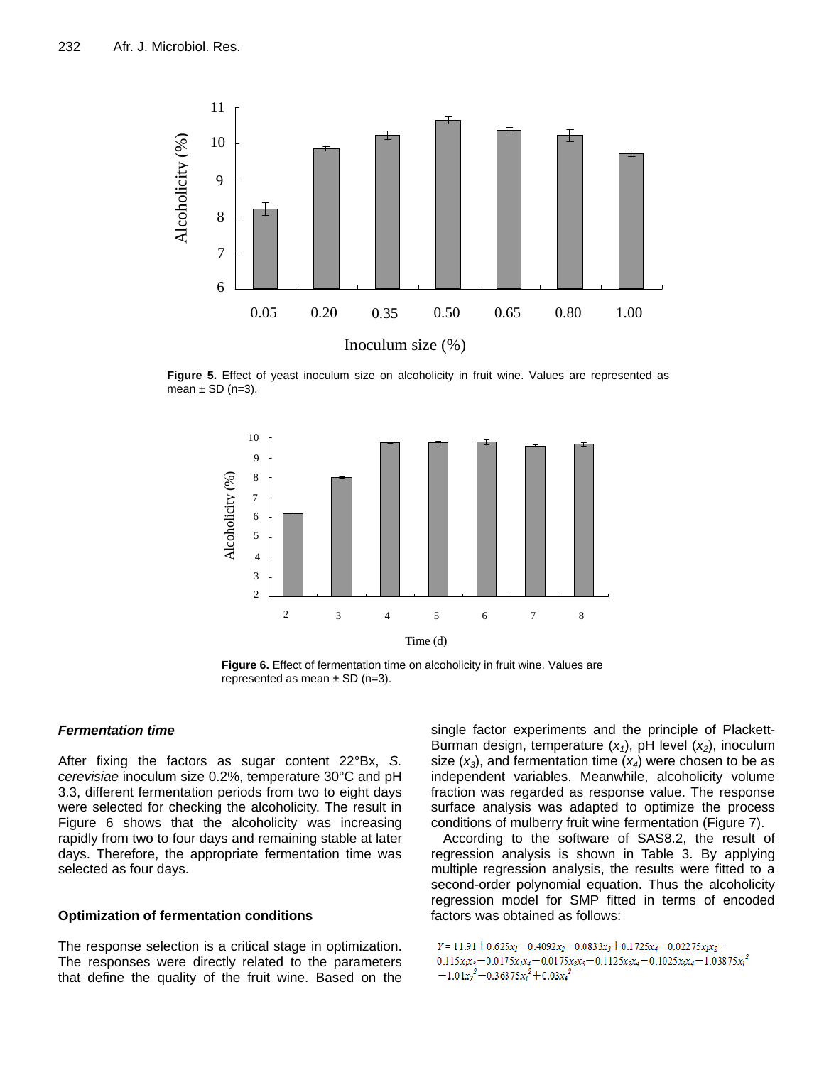Figure 5. Effect of yeast inoculum size on alcoholicity in fruit wine. Values are represented as mean ± SD (n=3).

Figure 6. Effect of fermentation time on alcoholicity in fruit wine. Values are represented as mean ± SD (n=3).

### *Fermentation time*

After fixing the factors as sugar content 22°Bx, *S. cerevisiae* inoculum size 0.2%, temperature 30°C and pH 3.3, different fermentation periods from two to eight days were selected for checking the alcoholicity. The result in Figure 6 shows that the alcoholicity was increasing rapidly from two to four days and remaining stable at later days. Therefore, the appropriate fermentation time was selected as four days.

### Optimization of fermentation conditions

The response selection is a critical stage in optimization. The responses were directly related to the parameters that define the quality of the fruit wine. Based on the single factor experiments and the principle of Plackett-Burman design, temperature ($x_1$), pH level ($x_2$), inoculum size ($x_3$), and fermentation time ($x_4$) were chosen to be as independent variables. Meanwhile, alcoholicity volume fraction was regarded as response value. The response surface analysis was adapted to optimize the process conditions of mulberry fruit wine fermentation (Figure 7).

According to the software of SAS8.2, the result of regression analysis is shown in Table 3. By applying multiple regression analysis, the results were fitted to a second-order polynomial equation. Thus the alcoholicity regression model for SMP fitted in terms of encoded factors was obtained as follows:

$$Y = 11.91 + 0.625x_1 - 0.4092x_2 - 0.0833x_3 + 0.1725x_4 - 0.02275x_1x_2 - 0.115x_1x_3 - 0.0175x_1x_4 - 0.0175x_2x_3 - 0.1125x_2x_4 + 0.1025x_3x_4 - 1.03875x_1^2 - 1.01x_2^2 - 0.36375x_3^2 + 0.03x_4^2$$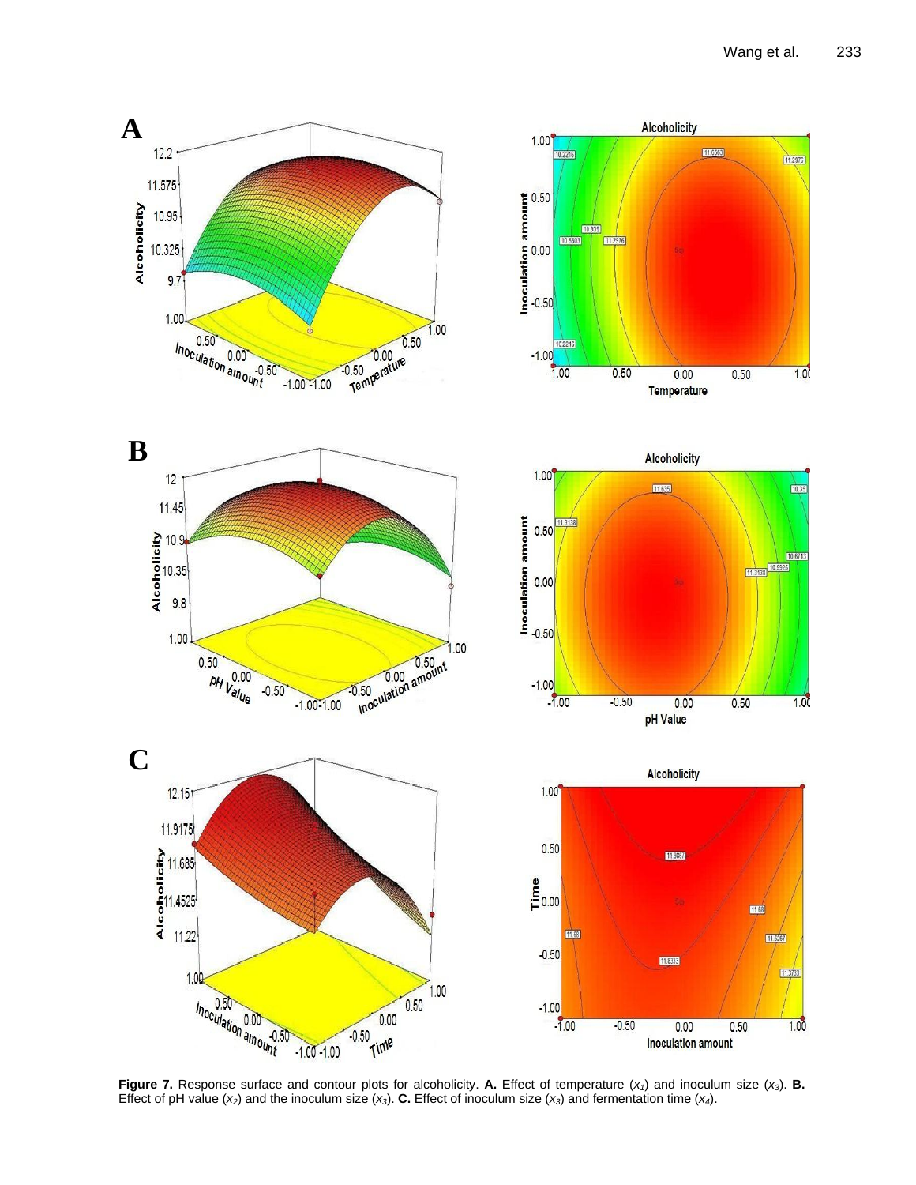**Figure 7.** Response surface and contour plots for alcoholicity. **A.** Effect of temperature ($x_1$) and inoculum size ($x_3$). **B.** Effect of pH value ($x_2$) and the inoculum size ($x_3$). **C.** Effect of inoculum size ($x_3$) and fermentation time ($x_4$).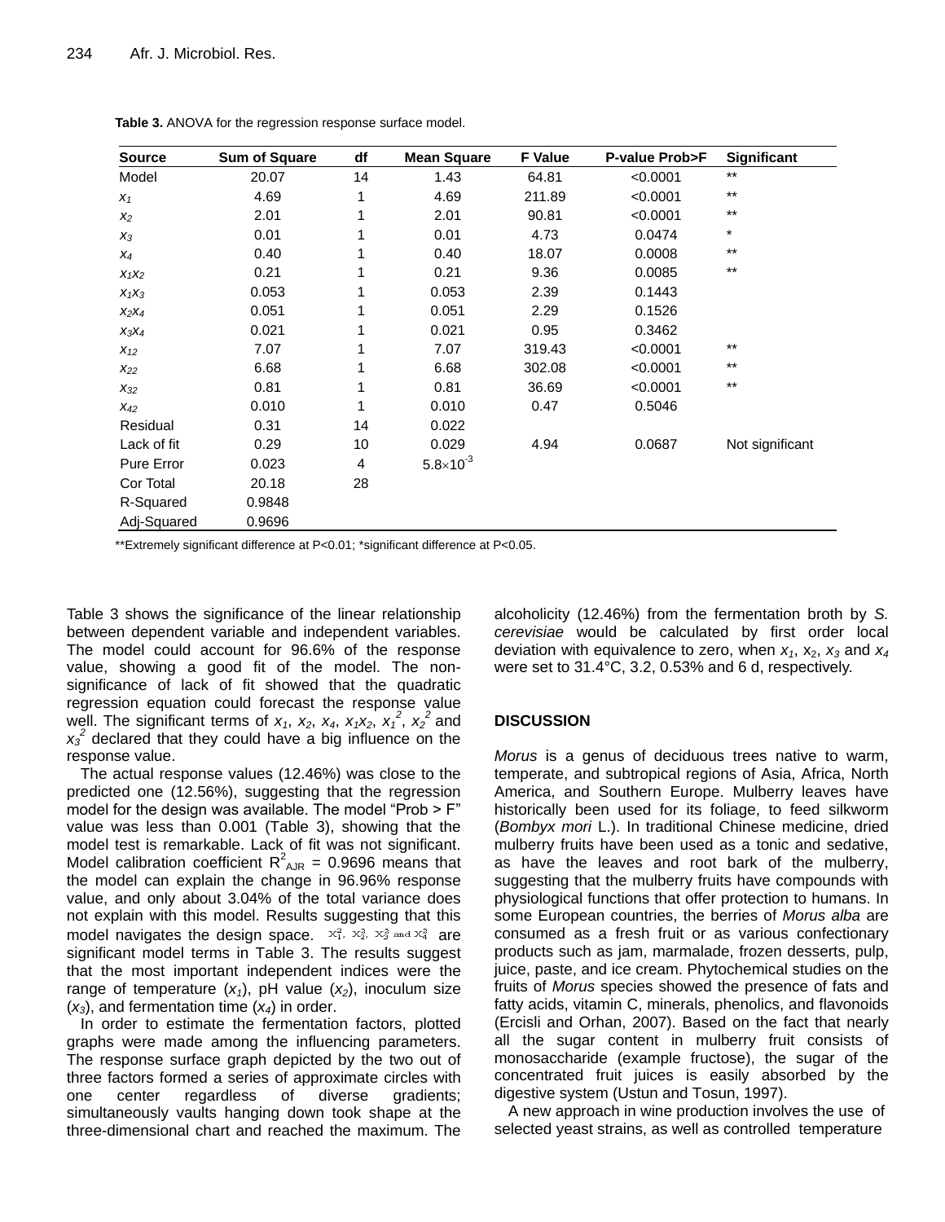**Table 3.** ANOVA for the regression response surface model.

| Source | Sum of Square | df | Mean Square | F Value | P-value Prob>F | Significant |
|---|---|---|---|---|---|---|
| Model | 20.07 | 14 | 1.43 | 64.81 | <0.0001 | ** |
| $x_1$ | 4.69 | 1 | 4.69 | 211.89 | <0.0001 | ** |
| $x_2$ | 2.01 | 1 | 2.01 | 90.81 | <0.0001 | ** |
| $x_3$ | 0.01 | 1 | 0.01 | 4.73 | 0.0474 | * |
| $x_4$ | 0.40 | 1 | 0.40 | 18.07 | 0.0008 | ** |
| $x_1x_2$ | 0.21 | 1 | 0.21 | 9.36 | 0.0085 | ** |
| $x_1x_3$ | 0.053 | 1 | 0.053 | 2.39 | 0.1443 | |
| $x_2x_4$ | 0.051 | 1 | 0.051 | 2.29 | 0.1526 | |
| $x_3x_4$ | 0.021 | 1 | 0.021 | 0.95 | 0.3462 | |
| $x_{12}$ | 7.07 | 1 | 7.07 | 319.43 | <0.0001 | ** |
| $x_{22}$ | 6.68 | 1 | 6.68 | 302.08 | <0.0001 | ** |
| $x_{32}$ | 0.81 | 1 | 0.81 | 36.69 | <0.0001 | ** |
| $x_{42}$ | 0.010 | 1 | 0.010 | 0.47 | 0.5046 | |
| Residual | 0.31 | 14 | 0.022 | | | |
| Lack of fit | 0.29 | 10 | 0.029 | 4.94 | 0.0687 | Not significant |
| Pure Error | 0.023 | 4 | $5.8\times10^{-3}$ | | | |
| Cor Total | 20.18 | 28 | | | | |
| R-Squared | 0.9848 | | | | | |
| Adj-Squared | 0.9696 | | | | | |

**Extremely significant difference at P<0.01; *significant difference at P<0.05.

Table 3 shows the significance of the linear relationship between dependent variable and independent variables. The model could account for 96.6% of the response value, showing a good fit of the model. The non-significance of lack of fit showed that the quadratic regression equation could forecast the response value well. The significant terms of $x_1$, $x_2$, $x_4$, $x_1x_2$, $x_1^2$, $x_2^2$ and $x_3^2$ declared that they could have a big influence on the response value.

The actual response values (12.46%) was close to the predicted one (12.56%), suggesting that the regression model for the design was available. The model "Prob > F" value was less than 0.001 (Table 3), showing that the model test is remarkable. Lack of fit was not significant. Model calibration coefficient $R^2_{AJR}$ = 0.9696 means that the model can explain the change in 96.96% response value, and only about 3.04% of the total variance does not explain with this model. Results suggesting that this model navigates the design space. $x_1^2$, $x_2^2$, $x_3^2$ and $x_4^2$ are significant model terms in Table 3. The results suggest that the most important independent indices were the range of temperature ($x_1$), pH value ($x_2$), inoculum size ($x_3$), and fermentation time ($x_4$) in order.

In order to estimate the fermentation factors, plotted graphs were made among the influencing parameters. The response surface graph depicted by the two out of three factors formed a series of approximate circles with one center regardless of diverse gradients; simultaneously vaults hanging down took shape at the three-dimensional chart and reached the maximum. The alcoholicity (12.46%) from the fermentation broth by *S. cerevisiae* would be calculated by first order local deviation with equivalence to zero, when $x_1$, $x_2$, $x_3$ and $x_4$ were set to 31.4°C, 3.2, 0.53% and 6 d, respectively.

## DISCUSSION

*Morus* is a genus of deciduous trees native to warm, temperate, and subtropical regions of Asia, Africa, North America, and Southern Europe. Mulberry leaves have historically been used for its foliage, to feed silkworm (*Bombyx mori* L.). In traditional Chinese medicine, dried mulberry fruits have been used as a tonic and sedative, as have the leaves and root bark of the mulberry, suggesting that the mulberry fruits have compounds with physiological functions that offer protection to humans. In some European countries, the berries of *Morus alba* are consumed as a fresh fruit or as various confectionary products such as jam, marmalade, frozen desserts, pulp, juice, paste, and ice cream. Phytochemical studies on the fruits of *Morus* species showed the presence of fats and fatty acids, vitamin C, minerals, phenolics, and flavonoids (Ercisli and Orhan, 2007). Based on the fact that nearly all the sugar content in mulberry fruit consists of monosaccharide (example fructose), the sugar of the concentrated fruit juices is easily absorbed by the digestive system (Ustun and Tosun, 1997).

A new approach in wine production involves the use of selected yeast strains, as well as controlled temperature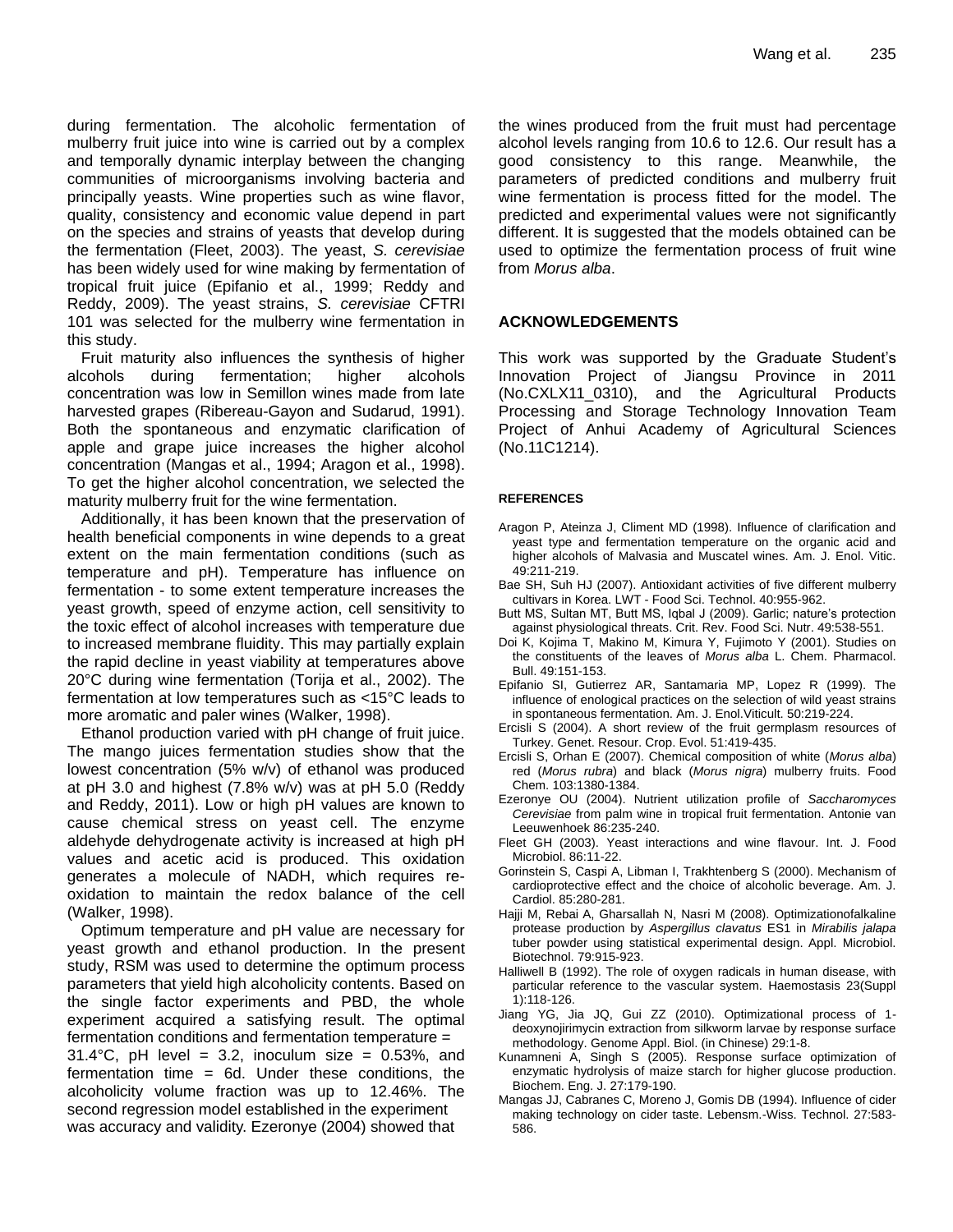during fermentation. The alcoholic fermentation of mulberry fruit juice into wine is carried out by a complex and temporally dynamic interplay between the changing communities of microorganisms involving bacteria and principally yeasts. Wine properties such as wine flavor, quality, consistency and economic value depend in part on the species and strains of yeasts that develop during the fermentation (Fleet, 2003). The yeast, *S. cerevisiae* has been widely used for wine making by fermentation of tropical fruit juice (Epifanio et al., 1999; Reddy and Reddy, 2009). The yeast strains, *S. cerevisiae* CFTRI 101 was selected for the mulberry wine fermentation in this study.

Fruit maturity also influences the synthesis of higher alcohols during fermentation; higher alcohols concentration was low in Semillon wines made from late harvested grapes (Ribereau-Gayon and Sudarud, 1991). Both the spontaneous and enzymatic clarification of apple and grape juice increases the higher alcohol concentration (Mangas et al., 1994; Aragon et al., 1998). To get the higher alcohol concentration, we selected the maturity mulberry fruit for the wine fermentation.

Additionally, it has been known that the preservation of health beneficial components in wine depends to a great extent on the main fermentation conditions (such as temperature and pH). Temperature has influence on fermentation - to some extent temperature increases the yeast growth, speed of enzyme action, cell sensitivity to the toxic effect of alcohol increases with temperature due to increased membrane fluidity. This may partially explain the rapid decline in yeast viability at temperatures above 20°C during wine fermentation (Torija et al., 2002). The fermentation at low temperatures such as <15°C leads to more aromatic and paler wines (Walker, 1998).

Ethanol production varied with pH change of fruit juice. The mango juices fermentation studies show that the lowest concentration (5% w/v) of ethanol was produced at pH 3.0 and highest (7.8% w/v) was at pH 5.0 (Reddy and Reddy, 2011). Low or high pH values are known to cause chemical stress on yeast cell. The enzyme aldehyde dehydrogenate activity is increased at high pH values and acetic acid is produced. This oxidation generates a molecule of NADH, which requires re-oxidation to maintain the redox balance of the cell (Walker, 1998).

Optimum temperature and pH value are necessary for yeast growth and ethanol production. In the present study, RSM was used to determine the optimum process parameters that yield high alcoholicity contents. Based on the single factor experiments and PBD, the whole experiment acquired a satisfying result. The optimal fermentation conditions and fermentation temperature = 31.4°C, pH level = 3.2, inoculum size = 0.53%, and fermentation time = 6d. Under these conditions, the alcoholicity volume fraction was up to 12.46%. The second regression model established in the experiment was accuracy and validity. Ezeronye (2004) showed that the wines produced from the fruit must had percentage alcohol levels ranging from 10.6 to 12.6. Our result has a good consistency to this range. Meanwhile, the parameters of predicted conditions and mulberry fruit wine fermentation is process fitted for the model. The predicted and experimental values were not significantly different. It is suggested that the models obtained can be used to optimize the fermentation process of fruit wine from *Morus alba*.

## ACKNOWLEDGEMENTS

This work was supported by the Graduate Student's Innovation Project of Jiangsu Province in 2011 (No.CXLX11_0310), and the Agricultural Products Processing and Storage Technology Innovation Team Project of Anhui Academy of Agricultural Sciences (No.11C1214).

## REFERENCES

Aragon P, Ateinza J, Climent MD (1998). Influence of clarification and yeast type and fermentation temperature on the organic acid and higher alcohols of Malvasia and Muscatel wines. Am. J. Enol. Vitic. 49:211-219.

Bae SH, Suh HJ (2007). Antioxidant activities of five different mulberry cultivars in Korea. LWT - Food Sci. Technol. 40:955-962.

Butt MS, Sultan MT, Butt MS, Iqbal J (2009). Garlic; nature's protection against physiological threats. Crit. Rev. Food Sci. Nutr. 49:538-551.

Doi K, Kojima T, Makino M, Kimura Y, Fujimoto Y (2001). Studies on the constituents of the leaves of *Morus alba* L. Chem. Pharmacol. Bull. 49:151-153.

Epifanio SI, Gutierrez AR, Santamaria MP, Lopez R (1999). The influence of enological practices on the selection of wild yeast strains in spontaneous fermentation. Am. J. Enol.Viticult. 50:219-224.

Ercisli S (2004). A short review of the fruit germplasm resources of Turkey. Genet. Resour. Crop. Evol. 51:419-435.

Ercisli S, Orhan E (2007). Chemical composition of white (*Morus alba*) red (*Morus rubra*) and black (*Morus nigra*) mulberry fruits. Food Chem. 103:1380-1384.

Ezeronye OU (2004). Nutrient utilization profile of *Saccharomyces Cerevisiae* from palm wine in tropical fruit fermentation. Antonie van Leeuwenhoek 86:235-240.

Fleet GH (2003). Yeast interactions and wine flavour. Int. J. Food Microbiol. 86:11-22.

Gorinstein S, Caspi A, Libman I, Trakhtenberg S (2000). Mechanism of cardioprotective effect and the choice of alcoholic beverage. Am. J. Cardiol. 85:280-281.

Hajji M, Rebai A, Gharsallah N, Nasri M (2008). Optimizationofalkaline protease production by *Aspergillus clavatus* ES1 in *Mirabilis jalapa* tuber powder using statistical experimental design. Appl. Microbiol. Biotechnol. 79:915-923.

Halliwell B (1992). The role of oxygen radicals in human disease, with particular reference to the vascular system. Haemostasis 23(Suppl 1):118-126.

Jiang YG, Jia JQ, Gui ZZ (2010). Optimizational process of 1-deoxynojirimycin extraction from silkworm larvae by response surface methodology. Genome Appl. Biol. (in Chinese) 29:1-8.

Kunamneni A, Singh S (2005). Response surface optimization of enzymatic hydrolysis of maize starch for higher glucose production. Biochem. Eng. J. 27:179-190.

Mangas JJ, Cabranes C, Moreno J, Gomis DB (1994). Influence of cider making technology on cider taste. Lebensm.-Wiss. Technol. 27:583-586.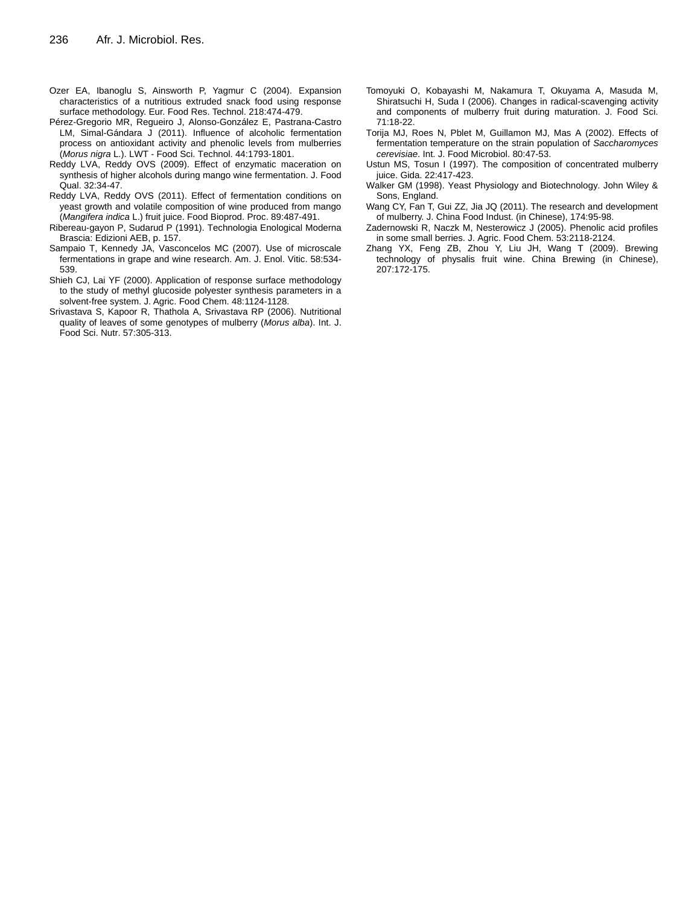Ozer EA, Ibanoglu S, Ainsworth P, Yagmur C (2004). Expansion characteristics of a nutritious extruded snack food using response surface methodology. Eur. Food Res. Technol. 218:474-479.

Pérez-Gregorio MR, Regueiro J, Alonso-González E, Pastrana-Castro LM, Simal-Gándara J (2011). Influence of alcoholic fermentation process on antioxidant activity and phenolic levels from mulberries (*Morus nigra* L.). LWT - Food Sci. Technol. 44:1793-1801.

Reddy LVA, Reddy OVS (2009). Effect of enzymatic maceration on synthesis of higher alcohols during mango wine fermentation. J. Food Qual. 32:34-47.

Reddy LVA, Reddy OVS (2011). Effect of fermentation conditions on yeast growth and volatile composition of wine produced from mango (*Mangifera indica* L.) fruit juice. Food Bioprod. Proc. 89:487-491.

Ribereau-gayon P, Sudarud P (1991). Technologia Enological Moderna Brascia: Edizioni AEB, p. 157.

Sampaio T, Kennedy JA, Vasconcelos MC (2007). Use of microscale fermentations in grape and wine research. Am. J. Enol. Vitic. 58:534-539.

Shieh CJ, Lai YF (2000). Application of response surface methodology to the study of methyl glucoside polyester synthesis parameters in a solvent-free system. J. Agric. Food Chem. 48:1124-1128.

Srivastava S, Kapoor R, Thathola A, Srivastava RP (2006). Nutritional quality of leaves of some genotypes of mulberry (*Morus alba*). Int. J. Food Sci. Nutr. 57:305-313.

Tomoyuki O, Kobayashi M, Nakamura T, Okuyama A, Masuda M, Shiratsuchi H, Suda I (2006). Changes in radical-scavenging activity and components of mulberry fruit during maturation. J. Food Sci. 71:18-22.

Torija MJ, Roes N, Pblet M, Guillamon MJ, Mas A (2002). Effects of fermentation temperature on the strain population of *Saccharomyces cerevisiae*. Int. J. Food Microbiol. 80:47-53.

Ustun MS, Tosun I (1997). The composition of concentrated mulberry juice. Gida. 22:417-423.

Walker GM (1998). Yeast Physiology and Biotechnology. John Wiley & Sons, England.

Wang CY, Fan T, Gui ZZ, Jia JQ (2011). The research and development of mulberry. J. China Food Indust. (in Chinese), 174:95-98.

Zadernowski R, Naczk M, Nesterowicz J (2005). Phenolic acid profiles in some small berries. J. Agric. Food Chem. 53:2118-2124.

Zhang YX, Feng ZB, Zhou Y, Liu JH, Wang T (2009). Brewing technology of physalis fruit wine. China Brewing (in Chinese), 207:172-175.